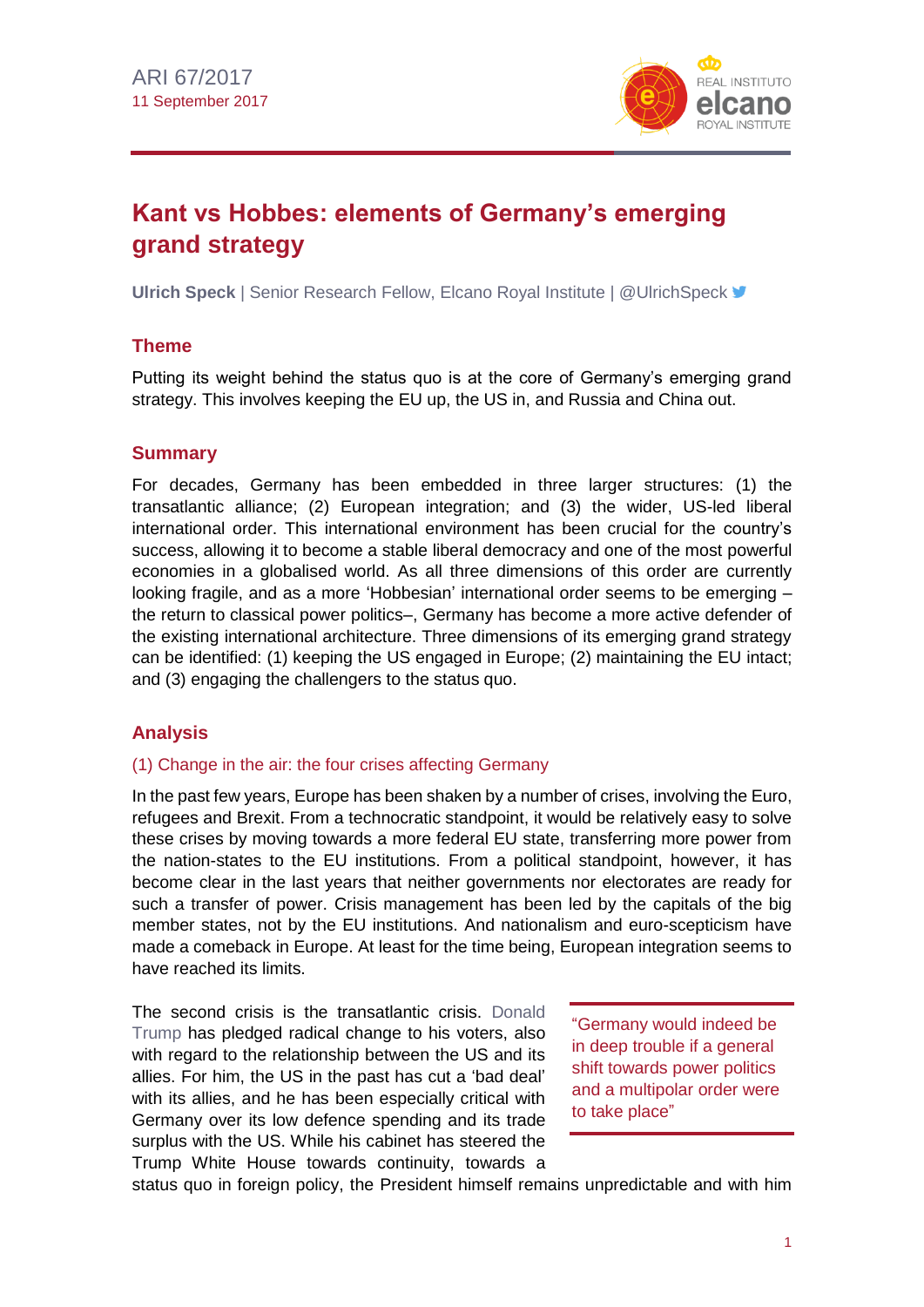ARI 67/2017
11 September 2017

# Kant vs Hobbes: elements of Germany's emerging grand strategy

**Ulrich Speck** | Senior Research Fellow, Elcano Royal Institute | @UlrichSpeck

## Theme

Putting its weight behind the status quo is at the core of Germany's emerging grand strategy. This involves keeping the EU up, the US in, and Russia and China out.

## Summary

For decades, Germany has been embedded in three larger structures: (1) the transatlantic alliance; (2) European integration; and (3) the wider, US-led liberal international order. This international environment has been crucial for the country's success, allowing it to become a stable liberal democracy and one of the most powerful economies in a globalised world. As all three dimensions of this order are currently looking fragile, and as a more 'Hobbesian' international order seems to be emerging – the return to classical power politics–, Germany has become a more active defender of the existing international architecture. Three dimensions of its emerging grand strategy can be identified: (1) keeping the US engaged in Europe; (2) maintaining the EU intact; and (3) engaging the challengers to the status quo.

## Analysis

### (1) Change in the air: the four crises affecting Germany

In the past few years, Europe has been shaken by a number of crises, involving the Euro, refugees and Brexit. From a technocratic standpoint, it would be relatively easy to solve these crises by moving towards a more federal EU state, transferring more power from the nation-states to the EU institutions. From a political standpoint, however, it has become clear in the last years that neither governments nor electorates are ready for such a transfer of power. Crisis management has been led by the capitals of the big member states, not by the EU institutions. And nationalism and euro-scepticism have made a comeback in Europe. At least for the time being, European integration seems to have reached its limits.

> "Germany would indeed be in deep trouble if a general shift towards power politics and a multipolar order were to take place"

The second crisis is the transatlantic crisis. Donald Trump has pledged radical change to his voters, also with regard to the relationship between the US and its allies. For him, the US in the past has cut a 'bad deal' with its allies, and he has been especially critical with Germany over its low defence spending and its trade surplus with the US. While his cabinet has steered the Trump White House towards continuity, towards a status quo in foreign policy, the President himself remains unpredictable and with him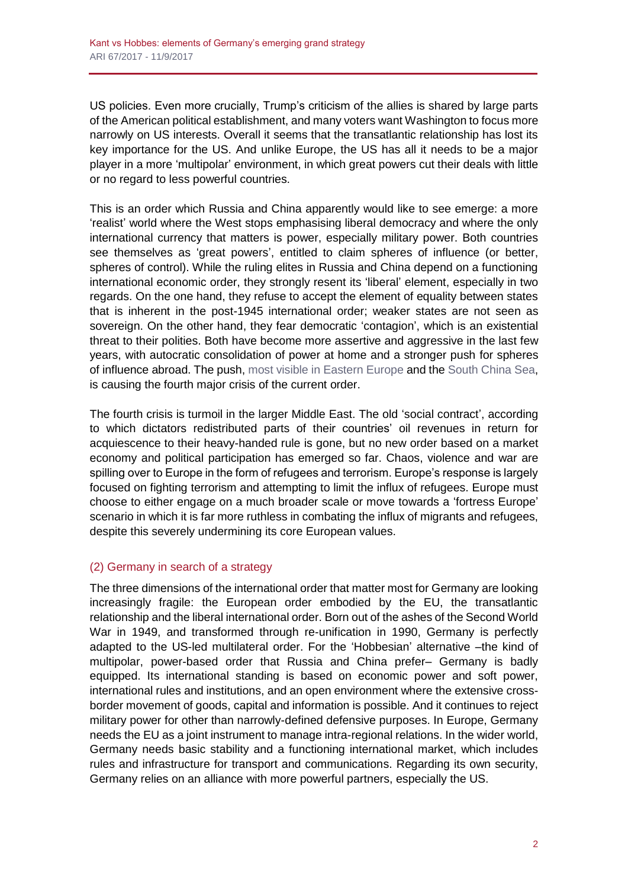US policies. Even more crucially, Trump's criticism of the allies is shared by large parts of the American political establishment, and many voters want Washington to focus more narrowly on US interests. Overall it seems that the transatlantic relationship has lost its key importance for the US. And unlike Europe, the US has all it needs to be a major player in a more 'multipolar' environment, in which great powers cut their deals with little or no regard to less powerful countries.

This is an order which Russia and China apparently would like to see emerge: a more 'realist' world where the West stops emphasising liberal democracy and where the only international currency that matters is power, especially military power. Both countries see themselves as 'great powers', entitled to claim spheres of influence (or better, spheres of control). While the ruling elites in Russia and China depend on a functioning international economic order, they strongly resent its 'liberal' element, especially in two regards. On the one hand, they refuse to accept the element of equality between states that is inherent in the post-1945 international order; weaker states are not seen as sovereign. On the other hand, they fear democratic 'contagion', which is an existential threat to their polities. Both have become more assertive and aggressive in the last few years, with autocratic consolidation of power at home and a stronger push for spheres of influence abroad. The push, most visible in Eastern Europe and the South China Sea, is causing the fourth major crisis of the current order.

The fourth crisis is turmoil in the larger Middle East. The old 'social contract', according to which dictators redistributed parts of their countries' oil revenues in return for acquiescence to their heavy-handed rule is gone, but no new order based on a market economy and political participation has emerged so far. Chaos, violence and war are spilling over to Europe in the form of refugees and terrorism. Europe's response is largely focused on fighting terrorism and attempting to limit the influx of refugees. Europe must choose to either engage on a much broader scale or move towards a 'fortress Europe' scenario in which it is far more ruthless in combating the influx of migrants and refugees, despite this severely undermining its core European values.

## (2) Germany in search of a strategy

The three dimensions of the international order that matter most for Germany are looking increasingly fragile: the European order embodied by the EU, the transatlantic relationship and the liberal international order. Born out of the ashes of the Second World War in 1949, and transformed through re-unification in 1990, Germany is perfectly adapted to the US-led multilateral order. For the 'Hobbesian' alternative –the kind of multipolar, power-based order that Russia and China prefer– Germany is badly equipped. Its international standing is based on economic power and soft power, international rules and institutions, and an open environment where the extensive cross-border movement of goods, capital and information is possible. And it continues to reject military power for other than narrowly-defined defensive purposes. In Europe, Germany needs the EU as a joint instrument to manage intra-regional relations. In the wider world, Germany needs basic stability and a functioning international market, which includes rules and infrastructure for transport and communications. Regarding its own security, Germany relies on an alliance with more powerful partners, especially the US.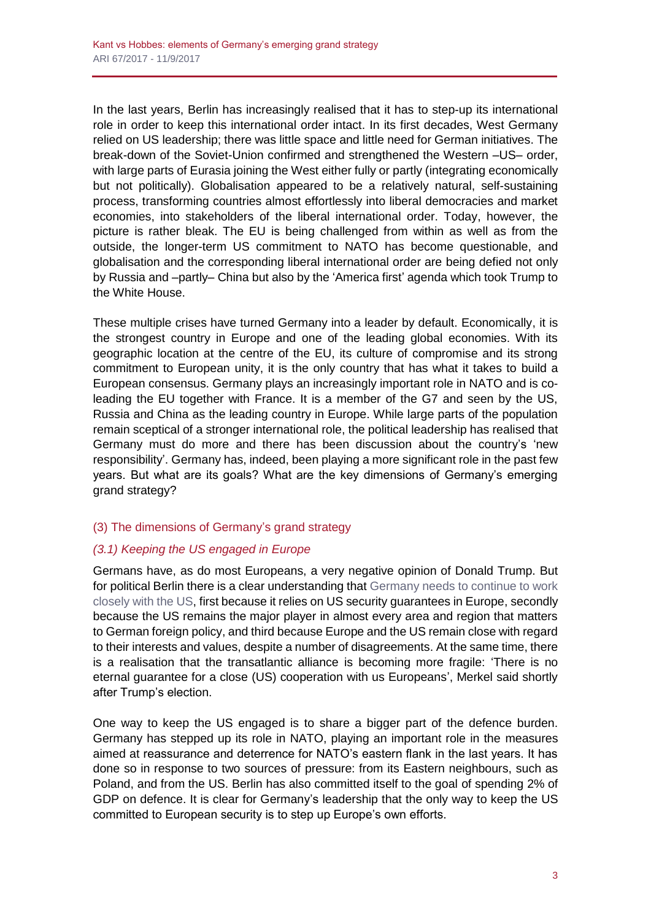In the last years, Berlin has increasingly realised that it has to step-up its international role in order to keep this international order intact. In its first decades, West Germany relied on US leadership; there was little space and little need for German initiatives. The break-down of the Soviet-Union confirmed and strengthened the Western –US– order, with large parts of Eurasia joining the West either fully or partly (integrating economically but not politically). Globalisation appeared to be a relatively natural, self-sustaining process, transforming countries almost effortlessly into liberal democracies and market economies, into stakeholders of the liberal international order. Today, however, the picture is rather bleak. The EU is being challenged from within as well as from the outside, the longer-term US commitment to NATO has become questionable, and globalisation and the corresponding liberal international order are being defied not only by Russia and –partly– China but also by the 'America first' agenda which took Trump to the White House.

These multiple crises have turned Germany into a leader by default. Economically, it is the strongest country in Europe and one of the leading global economies. With its geographic location at the centre of the EU, its culture of compromise and its strong commitment to European unity, it is the only country that has what it takes to build a European consensus. Germany plays an increasingly important role in NATO and is co-leading the EU together with France. It is a member of the G7 and seen by the US, Russia and China as the leading country in Europe. While large parts of the population remain sceptical of a stronger international role, the political leadership has realised that Germany must do more and there has been discussion about the country's 'new responsibility'. Germany has, indeed, been playing a more significant role in the past few years. But what are its goals? What are the key dimensions of Germany's emerging grand strategy?

## (3) The dimensions of Germany's grand strategy

### *(3.1) Keeping the US engaged in Europe*

Germans have, as do most Europeans, a very negative opinion of Donald Trump. But for political Berlin there is a clear understanding that Germany needs to continue to work closely with the US, first because it relies on US security guarantees in Europe, secondly because the US remains the major player in almost every area and region that matters to German foreign policy, and third because Europe and the US remain close with regard to their interests and values, despite a number of disagreements. At the same time, there is a realisation that the transatlantic alliance is becoming more fragile: 'There is no eternal guarantee for a close (US) cooperation with us Europeans', Merkel said shortly after Trump's election.

One way to keep the US engaged is to share a bigger part of the defence burden. Germany has stepped up its role in NATO, playing an important role in the measures aimed at reassurance and deterrence for NATO's eastern flank in the last years. It has done so in response to two sources of pressure: from its Eastern neighbours, such as Poland, and from the US. Berlin has also committed itself to the goal of spending 2% of GDP on defence. It is clear for Germany's leadership that the only way to keep the US committed to European security is to step up Europe's own efforts.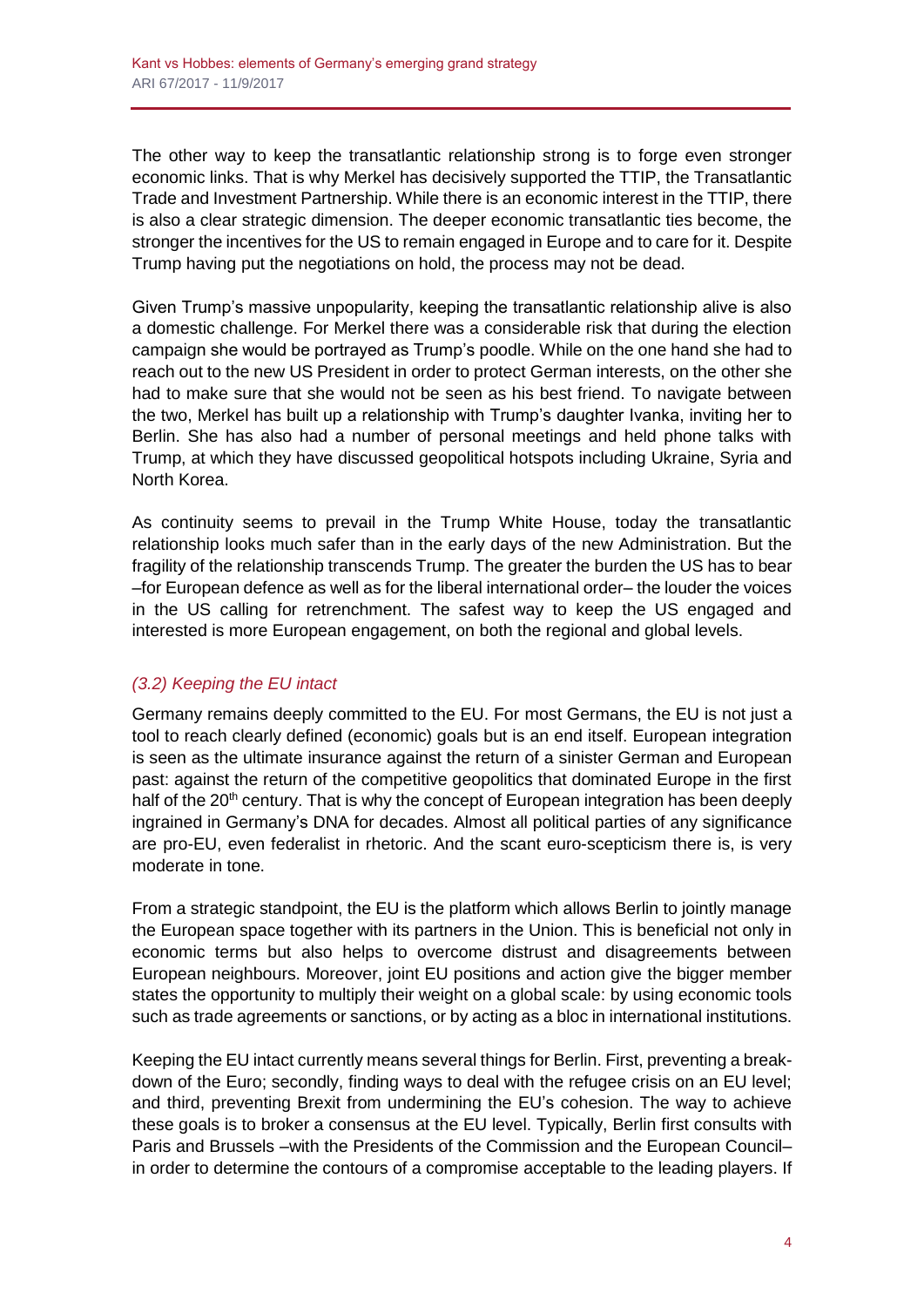The other way to keep the transatlantic relationship strong is to forge even stronger economic links. That is why Merkel has decisively supported the TTIP, the Transatlantic Trade and Investment Partnership. While there is an economic interest in the TTIP, there is also a clear strategic dimension. The deeper economic transatlantic ties become, the stronger the incentives for the US to remain engaged in Europe and to care for it. Despite Trump having put the negotiations on hold, the process may not be dead.

Given Trump's massive unpopularity, keeping the transatlantic relationship alive is also a domestic challenge. For Merkel there was a considerable risk that during the election campaign she would be portrayed as Trump's poodle. While on the one hand she had to reach out to the new US President in order to protect German interests, on the other she had to make sure that she would not be seen as his best friend. To navigate between the two, Merkel has built up a relationship with Trump's daughter Ivanka, inviting her to Berlin. She has also had a number of personal meetings and held phone talks with Trump, at which they have discussed geopolitical hotspots including Ukraine, Syria and North Korea.

As continuity seems to prevail in the Trump White House, today the transatlantic relationship looks much safer than in the early days of the new Administration. But the fragility of the relationship transcends Trump. The greater the burden the US has to bear –for European defence as well as for the liberal international order– the louder the voices in the US calling for retrenchment. The safest way to keep the US engaged and interested is more European engagement, on both the regional and global levels.

### *(3.2) Keeping the EU intact*

Germany remains deeply committed to the EU. For most Germans, the EU is not just a tool to reach clearly defined (economic) goals but is an end itself. European integration is seen as the ultimate insurance against the return of a sinister German and European past: against the return of the competitive geopolitics that dominated Europe in the first half of the 20th century. That is why the concept of European integration has been deeply ingrained in Germany's DNA for decades. Almost all political parties of any significance are pro-EU, even federalist in rhetoric. And the scant euro-scepticism there is, is very moderate in tone.

From a strategic standpoint, the EU is the platform which allows Berlin to jointly manage the European space together with its partners in the Union. This is beneficial not only in economic terms but also helps to overcome distrust and disagreements between European neighbours. Moreover, joint EU positions and action give the bigger member states the opportunity to multiply their weight on a global scale: by using economic tools such as trade agreements or sanctions, or by acting as a bloc in international institutions.

Keeping the EU intact currently means several things for Berlin. First, preventing a break-down of the Euro; secondly, finding ways to deal with the refugee crisis on an EU level; and third, preventing Brexit from undermining the EU's cohesion. The way to achieve these goals is to broker a consensus at the EU level. Typically, Berlin first consults with Paris and Brussels –with the Presidents of the Commission and the European Council– in order to determine the contours of a compromise acceptable to the leading players. If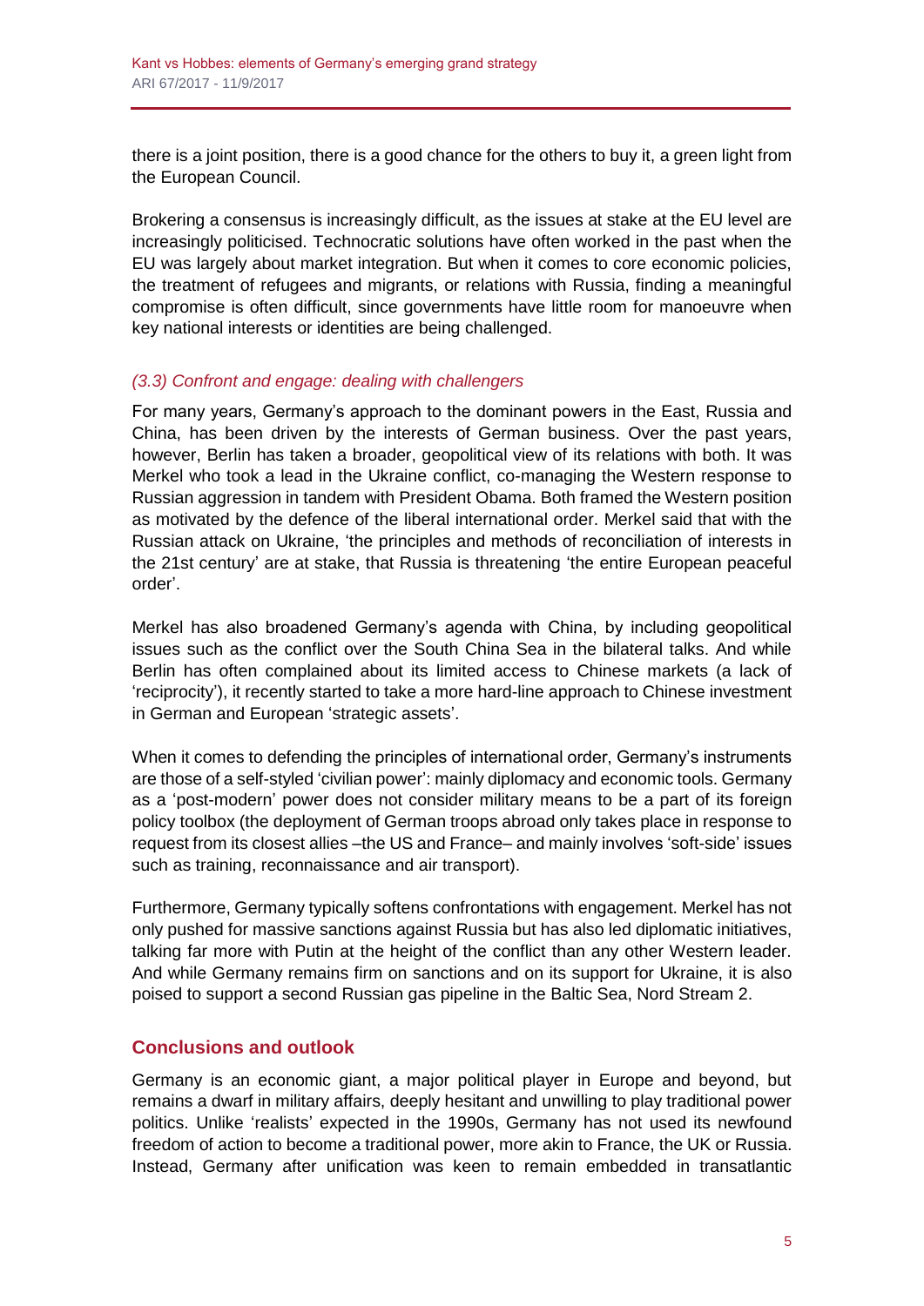there is a joint position, there is a good chance for the others to buy it, a green light from the European Council.

Brokering a consensus is increasingly difficult, as the issues at stake at the EU level are increasingly politicised. Technocratic solutions have often worked in the past when the EU was largely about market integration. But when it comes to core economic policies, the treatment of refugees and migrants, or relations with Russia, finding a meaningful compromise is often difficult, since governments have little room for manoeuvre when key national interests or identities are being challenged.

### *(3.3) Confront and engage: dealing with challengers*

For many years, Germany's approach to the dominant powers in the East, Russia and China, has been driven by the interests of German business. Over the past years, however, Berlin has taken a broader, geopolitical view of its relations with both. It was Merkel who took a lead in the Ukraine conflict, co-managing the Western response to Russian aggression in tandem with President Obama. Both framed the Western position as motivated by the defence of the liberal international order. Merkel said that with the Russian attack on Ukraine, 'the principles and methods of reconciliation of interests in the 21st century' are at stake, that Russia is threatening 'the entire European peaceful order'.

Merkel has also broadened Germany's agenda with China, by including geopolitical issues such as the conflict over the South China Sea in the bilateral talks. And while Berlin has often complained about its limited access to Chinese markets (a lack of 'reciprocity'), it recently started to take a more hard-line approach to Chinese investment in German and European 'strategic assets'.

When it comes to defending the principles of international order, Germany's instruments are those of a self-styled 'civilian power': mainly diplomacy and economic tools. Germany as a 'post-modern' power does not consider military means to be a part of its foreign policy toolbox (the deployment of German troops abroad only takes place in response to request from its closest allies –the US and France– and mainly involves 'soft-side' issues such as training, reconnaissance and air transport).

Furthermore, Germany typically softens confrontations with engagement. Merkel has not only pushed for massive sanctions against Russia but has also led diplomatic initiatives, talking far more with Putin at the height of the conflict than any other Western leader. And while Germany remains firm on sanctions and on its support for Ukraine, it is also poised to support a second Russian gas pipeline in the Baltic Sea, Nord Stream 2.

## Conclusions and outlook

Germany is an economic giant, a major political player in Europe and beyond, but remains a dwarf in military affairs, deeply hesitant and unwilling to play traditional power politics. Unlike 'realists' expected in the 1990s, Germany has not used its newfound freedom of action to become a traditional power, more akin to France, the UK or Russia. Instead, Germany after unification was keen to remain embedded in transatlantic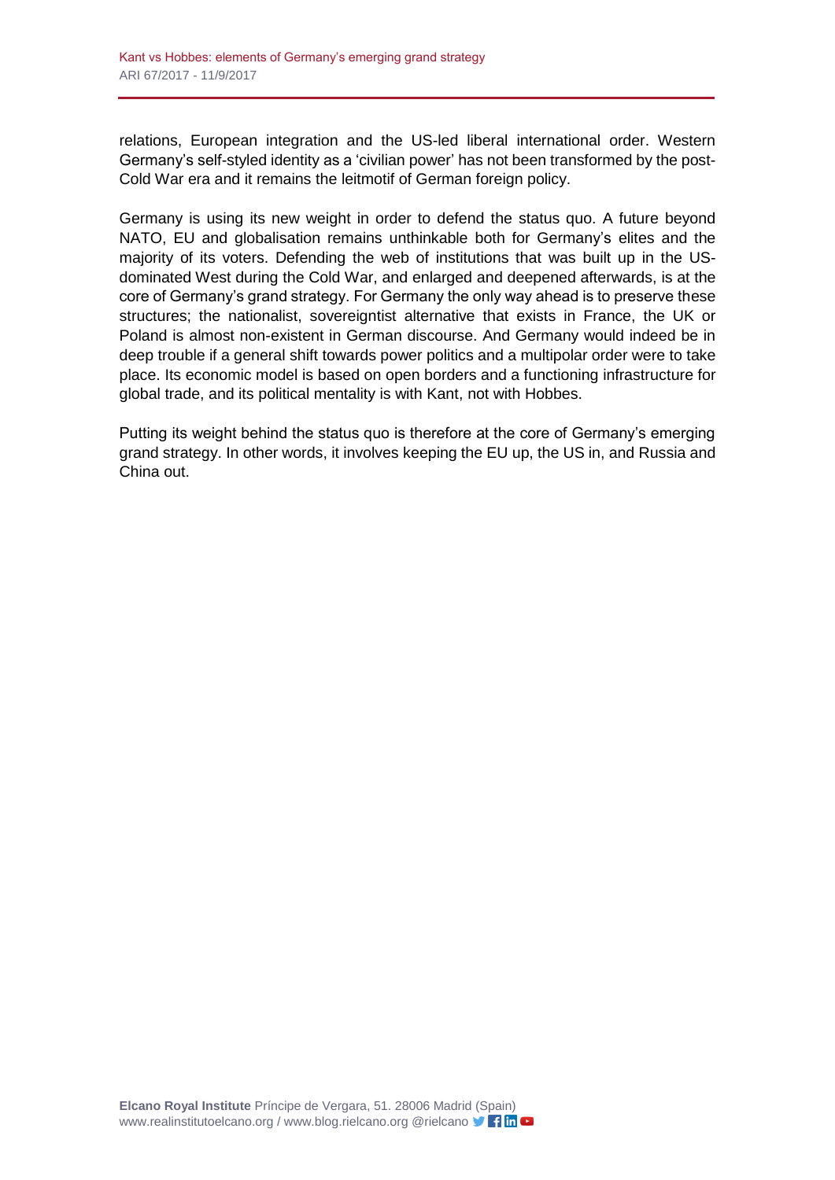relations, European integration and the US-led liberal international order. Western Germany's self-styled identity as a 'civilian power' has not been transformed by the post-Cold War era and it remains the leitmotif of German foreign policy.

Germany is using its new weight in order to defend the status quo. A future beyond NATO, EU and globalisation remains unthinkable both for Germany's elites and the majority of its voters. Defending the web of institutions that was built up in the US-dominated West during the Cold War, and enlarged and deepened afterwards, is at the core of Germany's grand strategy. For Germany the only way ahead is to preserve these structures; the nationalist, sovereigntist alternative that exists in France, the UK or Poland is almost non-existent in German discourse. And Germany would indeed be in deep trouble if a general shift towards power politics and a multipolar order were to take place. Its economic model is based on open borders and a functioning infrastructure for global trade, and its political mentality is with Kant, not with Hobbes.

Putting its weight behind the status quo is therefore at the core of Germany's emerging grand strategy. In other words, it involves keeping the EU up, the US in, and Russia and China out.